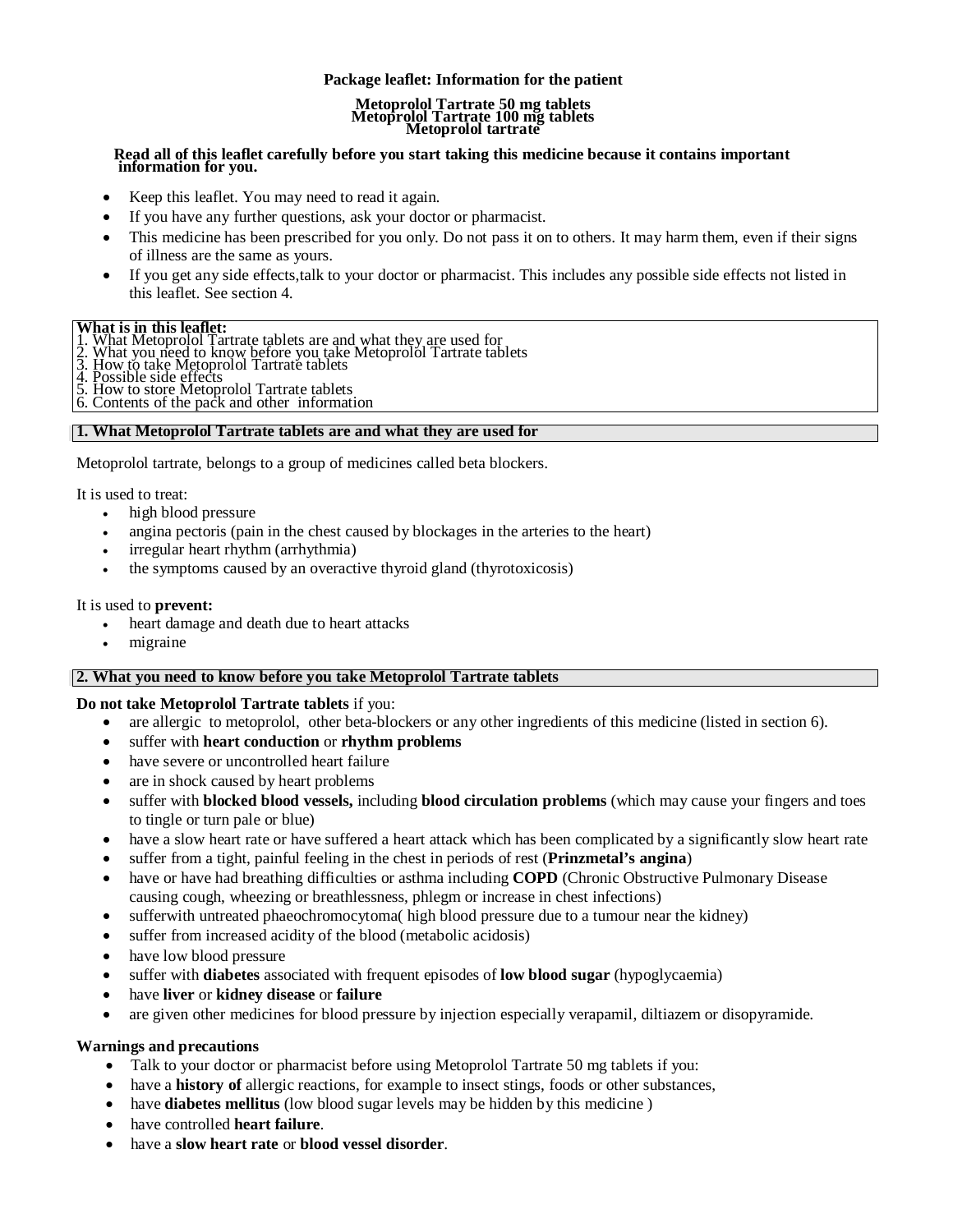**Package leaflet: Information for the patient**

**Metoprolol Tartrate 50 mg tablets**
**Metoprolol Tartrate 100 mg tablets**
**Metoprolol tartrate**

**Read all of this leaflet carefully before you start taking this medicine because it contains important information for you.**

- Keep this leaflet. You may need to read it again.
- If you have any further questions, ask your doctor or pharmacist.
- This medicine has been prescribed for you only. Do not pass it on to others. It may harm them, even if their signs of illness are the same as yours.
- If you get any side effects,talk to your doctor or pharmacist. This includes any possible side effects not listed in this leaflet. See section 4.

**What is in this leaflet:**
1. What Metoprolol Tartrate tablets are and what they are used for
2. What you need to know before you take Metoprolol Tartrate tablets
3. How to take Metoprolol Tartrate tablets
4. Possible side effects
5. How to store Metoprolol Tartrate tablets
6. Contents of the pack and other information

## 1. What Metoprolol Tartrate tablets are and what they are used for

Metoprolol tartrate, belongs to a group of medicines called beta blockers.

It is used to treat:

- high blood pressure
- angina pectoris (pain in the chest caused by blockages in the arteries to the heart)
- irregular heart rhythm (arrhythmia)
- the symptoms caused by an overactive thyroid gland (thyrotoxicosis)

It is used to **prevent:**

- heart damage and death due to heart attacks
- migraine

## 2. What you need to know before you take Metoprolol Tartrate tablets

**Do not take Metoprolol Tartrate tablets** if you:

- are allergic to metoprolol, other beta-blockers or any other ingredients of this medicine (listed in section 6).
- suffer with **heart conduction** or **rhythm problems**
- have severe or uncontrolled heart failure
- are in shock caused by heart problems
- suffer with **blocked blood vessels,** including **blood circulation problems** (which may cause your fingers and toes to tingle or turn pale or blue)
- have a slow heart rate or have suffered a heart attack which has been complicated by a significantly slow heart rate
- suffer from a tight, painful feeling in the chest in periods of rest (**Prinzmetal's angina**)
- have or have had breathing difficulties or asthma including **COPD** (Chronic Obstructive Pulmonary Disease causing cough, wheezing or breathlessness, phlegm or increase in chest infections)
- sufferwith untreated phaeochromocytoma( high blood pressure due to a tumour near the kidney)
- suffer from increased acidity of the blood (metabolic acidosis)
- have low blood pressure
- suffer with **diabetes** associated with frequent episodes of **low blood sugar** (hypoglycaemia)
- have **liver** or **kidney disease** or **failure**
- are given other medicines for blood pressure by injection especially verapamil, diltiazem or disopyramide.

**Warnings and precautions**

- Talk to your doctor or pharmacist before using Metoprolol Tartrate 50 mg tablets if you:
- have a **history of** allergic reactions, for example to insect stings, foods or other substances,
- have **diabetes mellitus** (low blood sugar levels may be hidden by this medicine )
- have controlled **heart failure**.
- have a **slow heart rate** or **blood vessel disorder**.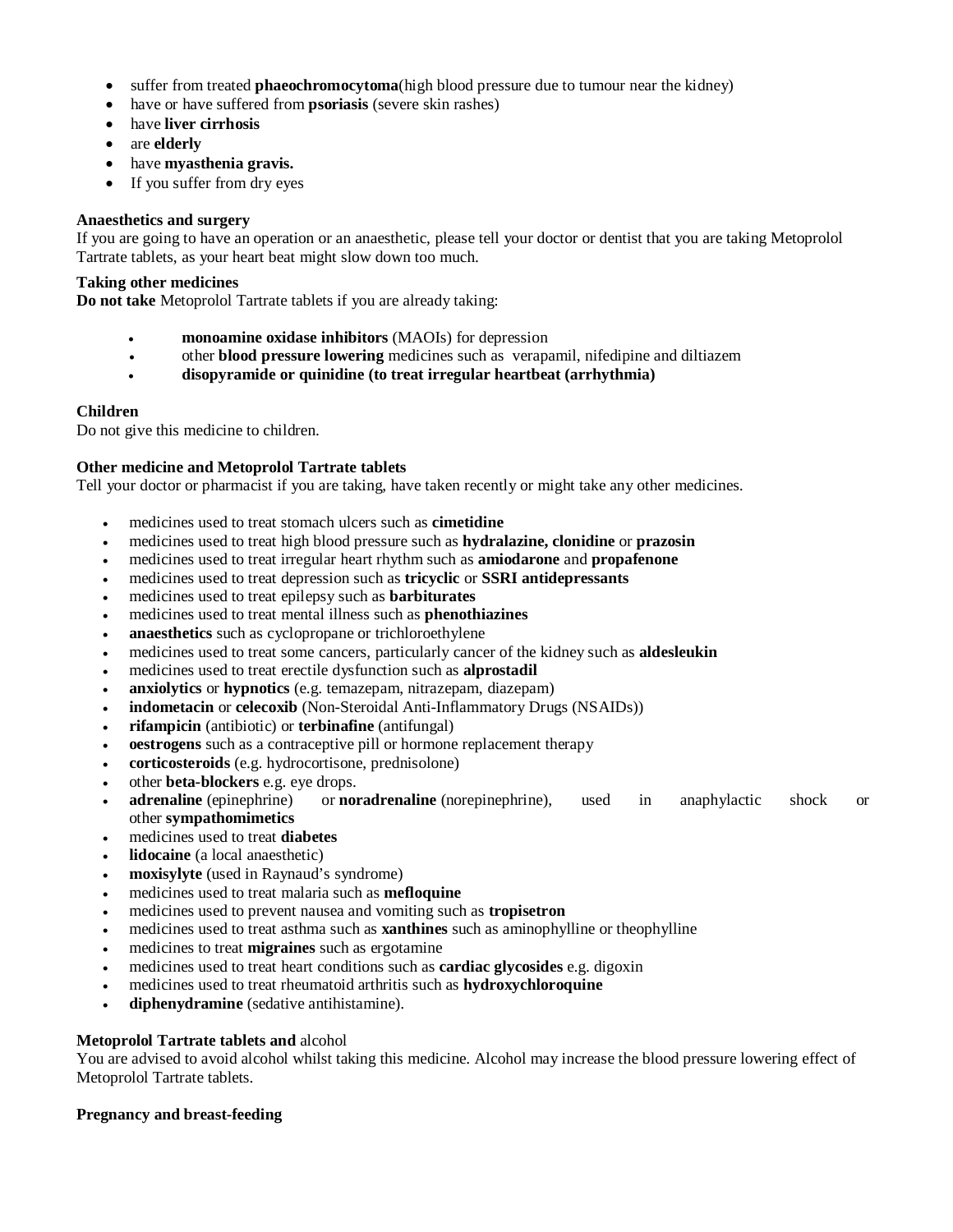- suffer from treated **phaeochromocytoma**(high blood pressure due to tumour near the kidney)
- have or have suffered from **psoriasis** (severe skin rashes)
- have **liver cirrhosis**
- are **elderly**
- have **myasthenia gravis.**
- If you suffer from dry eyes

**Anaesthetics and surgery**
If you are going to have an operation or an anaesthetic, please tell your doctor or dentist that you are taking Metoprolol Tartrate tablets, as your heart beat might slow down too much.

**Taking other medicines**
**Do not take** Metoprolol Tartrate tablets if you are already taking:

- **monoamine oxidase inhibitors** (MAOIs) for depression
- other **blood pressure lowering** medicines such as verapamil, nifedipine and diltiazem
- **disopyramide or quinidine (to treat irregular heartbeat (arrhythmia)**

**Children**
Do not give this medicine to children.

**Other medicine and Metoprolol Tartrate tablets**
Tell your doctor or pharmacist if you are taking, have taken recently or might take any other medicines.

- medicines used to treat stomach ulcers such as **cimetidine**
- medicines used to treat high blood pressure such as **hydralazine, clonidine** or **prazosin**
- medicines used to treat irregular heart rhythm such as **amiodarone** and **propafenone**
- medicines used to treat depression such as **tricyclic** or **SSRI antidepressants**
- medicines used to treat epilepsy such as **barbiturates**
- medicines used to treat mental illness such as **phenothiazines**
- **anaesthetics** such as cyclopropane or trichloroethylene
- medicines used to treat some cancers, particularly cancer of the kidney such as **aldesleukin**
- medicines used to treat erectile dysfunction such as **alprostadil**
- **anxiolytics** or **hypnotics** (e.g. temazepam, nitrazepam, diazepam)
- **indometacin** or **celecoxib** (Non-Steroidal Anti-Inflammatory Drugs (NSAIDs))
- **rifampicin** (antibiotic) or **terbinafine** (antifungal)
- **oestrogens** such as a contraceptive pill or hormone replacement therapy
- **corticosteroids** (e.g. hydrocortisone, prednisolone)
- other **beta-blockers** e.g. eye drops.
- **adrenaline** (epinephrine) or **noradrenaline** (norepinephrine), used in anaphylactic shock or other **sympathomimetics**
- medicines used to treat **diabetes**
- **lidocaine** (a local anaesthetic)
- **moxisylyte** (used in Raynaud's syndrome)
- medicines used to treat malaria such as **mefloquine**
- medicines used to prevent nausea and vomiting such as **tropisetron**
- medicines used to treat asthma such as **xanthines** such as aminophylline or theophylline
- medicines to treat **migraines** such as ergotamine
- medicines used to treat heart conditions such as **cardiac glycosides** e.g. digoxin
- medicines used to treat rheumatoid arthritis such as **hydroxychloroquine**
- **diphenydramine** (sedative antihistamine).

**Metoprolol Tartrate tablets and** alcohol
You are advised to avoid alcohol whilst taking this medicine. Alcohol may increase the blood pressure lowering effect of Metoprolol Tartrate tablets.

**Pregnancy and breast-feeding**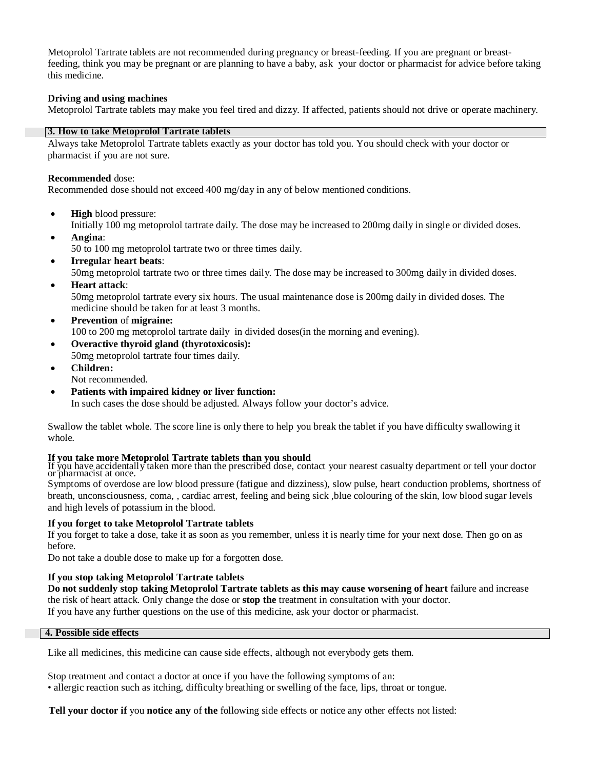Metoprolol Tartrate tablets are not recommended during pregnancy or breast-feeding. If you are pregnant or breast-feeding, think you may be pregnant or are planning to have a baby, ask your doctor or pharmacist for advice before taking this medicine.

**Driving and using machines**
Metoprolol Tartrate tablets may make you feel tired and dizzy. If affected, patients should not drive or operate machinery.

## 3. How to take Metoprolol Tartrate tablets

Always take Metoprolol Tartrate tablets exactly as your doctor has told you. You should check with your doctor or pharmacist if you are not sure.

**Recommended** dose:
Recommended dose should not exceed 400 mg/day in any of below mentioned conditions.

- **High** blood pressure:
  Initially 100 mg metoprolol tartrate daily. The dose may be increased to 200mg daily in single or divided doses.
- **Angina**:
  50 to 100 mg metoprolol tartrate two or three times daily.
- **Irregular heart beats**:
  50mg metoprolol tartrate two or three times daily. The dose may be increased to 300mg daily in divided doses.
- **Heart attack**:
  50mg metoprolol tartrate every six hours. The usual maintenance dose is 200mg daily in divided doses. The medicine should be taken for at least 3 months.
- **Prevention** of **migraine:**
  100 to 200 mg metoprolol tartrate daily in divided doses(in the morning and evening).
- **Overactive thyroid gland (thyrotoxicosis):**
  50mg metoprolol tartrate four times daily.
- **Children:**
  Not recommended.
- **Patients with impaired kidney or liver function:**
  In such cases the dose should be adjusted. Always follow your doctor's advice.

Swallow the tablet whole. The score line is only there to help you break the tablet if you have difficulty swallowing it whole.

**If you take more Metoprolol Tartrate tablets than you should**
If you have accidentally taken more than the prescribed dose, contact your nearest casualty department or tell your doctor or pharmacist at once.
Symptoms of overdose are low blood pressure (fatigue and dizziness), slow pulse, heart conduction problems, shortness of breath, unconsciousness, coma, , cardiac arrest, feeling and being sick ,blue colouring of the skin, low blood sugar levels and high levels of potassium in the blood.

**If you forget to take Metoprolol Tartrate tablets**
If you forget to take a dose, take it as soon as you remember, unless it is nearly time for your next dose. Then go on as before.
Do not take a double dose to make up for a forgotten dose.

**If you stop taking Metoprolol Tartrate tablets**
**Do not suddenly stop taking Metoprolol Tartrate tablets as this may cause worsening of heart** failure and increase the risk of heart attack. Only change the dose or **stop the** treatment in consultation with your doctor.
If you have any further questions on the use of this medicine, ask your doctor or pharmacist.

## 4. Possible side effects

Like all medicines, this medicine can cause side effects, although not everybody gets them.

Stop treatment and contact a doctor at once if you have the following symptoms of an:
• allergic reaction such as itching, difficulty breathing or swelling of the face, lips, throat or tongue.

**Tell your doctor if** you **notice any** of **the** following side effects or notice any other effects not listed: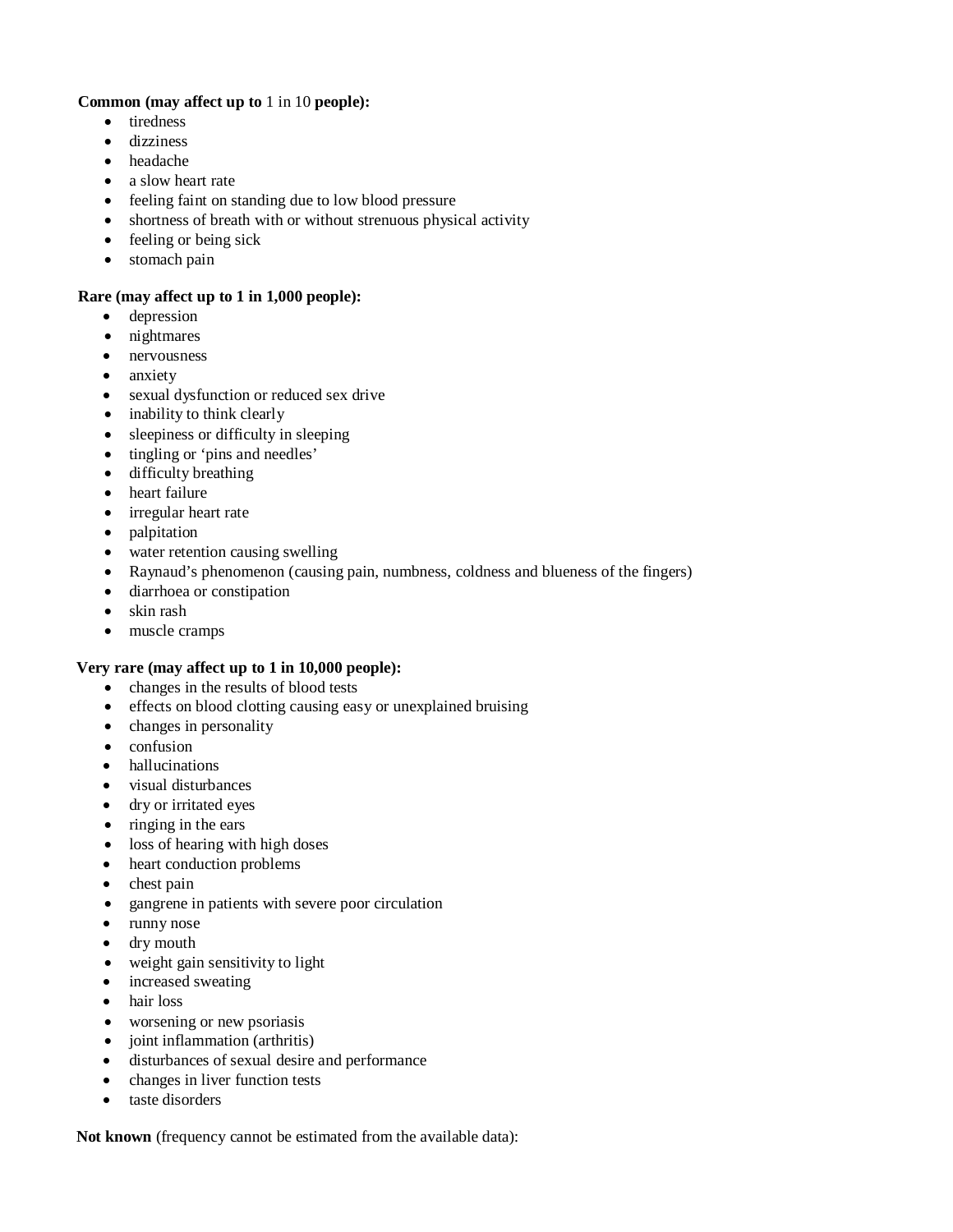**Common (may affect up to** 1 in 10 **people):**

- tiredness
- dizziness
- headache
- a slow heart rate
- feeling faint on standing due to low blood pressure
- shortness of breath with or without strenuous physical activity
- feeling or being sick
- stomach pain

**Rare (may affect up to 1 in 1,000 people):**

- depression
- nightmares
- nervousness
- anxiety
- sexual dysfunction or reduced sex drive
- inability to think clearly
- sleepiness or difficulty in sleeping
- tingling or 'pins and needles'
- difficulty breathing
- heart failure
- irregular heart rate
- palpitation
- water retention causing swelling
- Raynaud's phenomenon (causing pain, numbness, coldness and blueness of the fingers)
- diarrhoea or constipation
- skin rash
- muscle cramps

**Very rare (may affect up to 1 in 10,000 people):**

- changes in the results of blood tests
- effects on blood clotting causing easy or unexplained bruising
- changes in personality
- confusion
- hallucinations
- visual disturbances
- dry or irritated eyes
- ringing in the ears
- loss of hearing with high doses
- heart conduction problems
- chest pain
- gangrene in patients with severe poor circulation
- runny nose
- dry mouth
- weight gain sensitivity to light
- increased sweating
- hair loss
- worsening or new psoriasis
- joint inflammation (arthritis)
- disturbances of sexual desire and performance
- changes in liver function tests
- taste disorders

**Not known** (frequency cannot be estimated from the available data):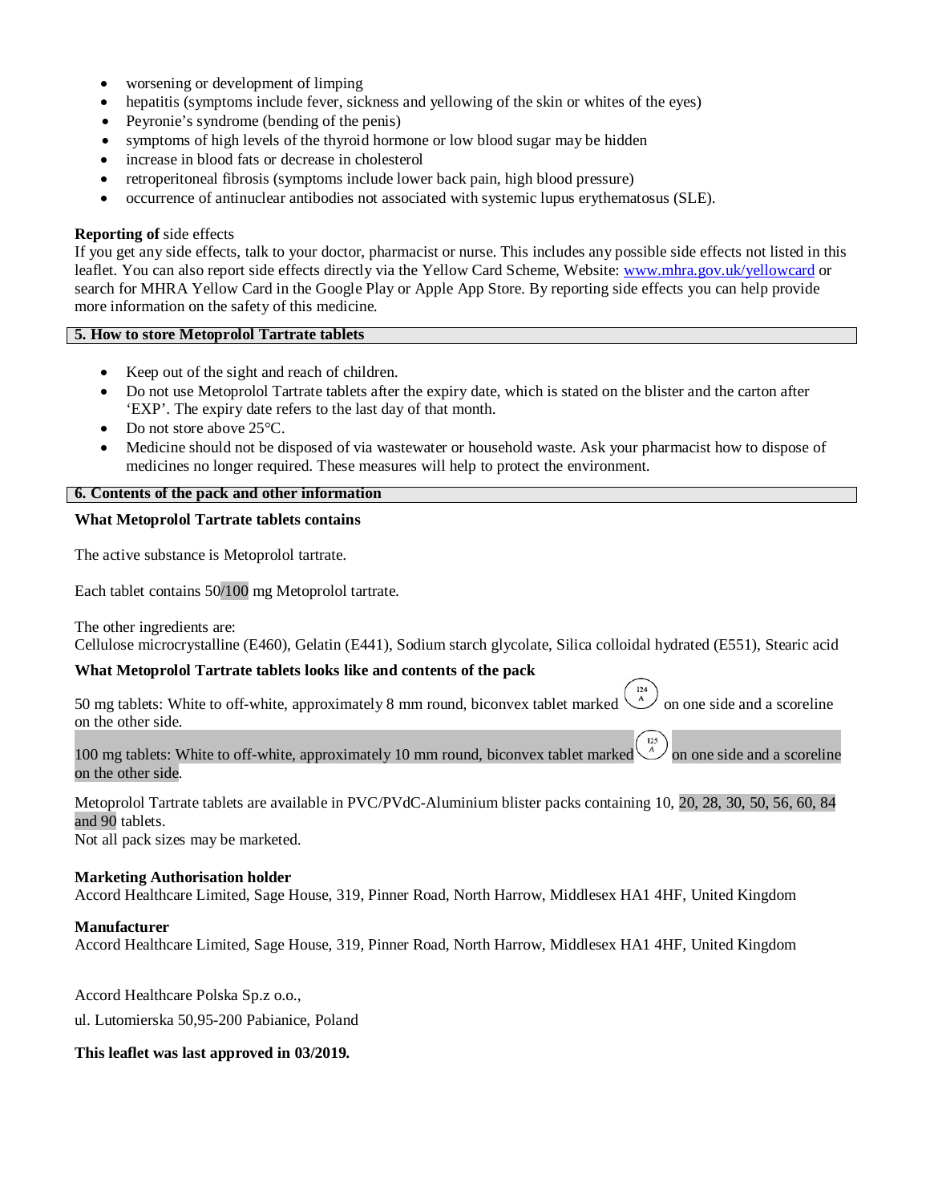- worsening or development of limping
- hepatitis (symptoms include fever, sickness and yellowing of the skin or whites of the eyes)
- Peyronie's syndrome (bending of the penis)
- symptoms of high levels of the thyroid hormone or low blood sugar may be hidden
- increase in blood fats or decrease in cholesterol
- retroperitoneal fibrosis (symptoms include lower back pain, high blood pressure)
- occurrence of antinuclear antibodies not associated with systemic lupus erythematosus (SLE).

**Reporting of** side effects

If you get any side effects, talk to your doctor, pharmacist or nurse. This includes any possible side effects not listed in this leaflet. You can also report side effects directly via the Yellow Card Scheme, Website: www.mhra.gov.uk/yellowcard or search for MHRA Yellow Card in the Google Play or Apple App Store. By reporting side effects you can help provide more information on the safety of this medicine.

## 5. How to store Metoprolol Tartrate tablets

- Keep out of the sight and reach of children.
- Do not use Metoprolol Tartrate tablets after the expiry date, which is stated on the blister and the carton after 'EXP'. The expiry date refers to the last day of that month.
- Do not store above 25°C.
- Medicine should not be disposed of via wastewater or household waste. Ask your pharmacist how to dispose of medicines no longer required. These measures will help to protect the environment.

## 6. Contents of the pack and other information

**What Metoprolol Tartrate tablets contains**

The active substance is Metoprolol tartrate.

Each tablet contains 50/100 mg Metoprolol tartrate.

The other ingredients are:
Cellulose microcrystalline (E460), Gelatin (E441), Sodium starch glycolate, Silica colloidal hydrated (E551), Stearic acid

**What Metoprolol Tartrate tablets looks like and contents of the pack**

50 mg tablets: White to off-white, approximately 8 mm round, biconvex tablet marked I24 A on one side and a scoreline on the other side.

100 mg tablets: White to off-white, approximately 10 mm round, biconvex tablet marked I25 A on one side and a scoreline on the other side.

Metoprolol Tartrate tablets are available in PVC/PVdC-Aluminium blister packs containing 10, 20, 28, 30, 50, 56, 60, 84 and 90 tablets.
Not all pack sizes may be marketed.

**Marketing Authorisation holder**
Accord Healthcare Limited, Sage House, 319, Pinner Road, North Harrow, Middlesex HA1 4HF, United Kingdom

**Manufacturer**
Accord Healthcare Limited, Sage House, 319, Pinner Road, North Harrow, Middlesex HA1 4HF, United Kingdom

Accord Healthcare Polska Sp.z o.o.,

ul. Lutomierska 50,95-200 Pabianice, Poland

**This leaflet was last approved in 03/2019.**